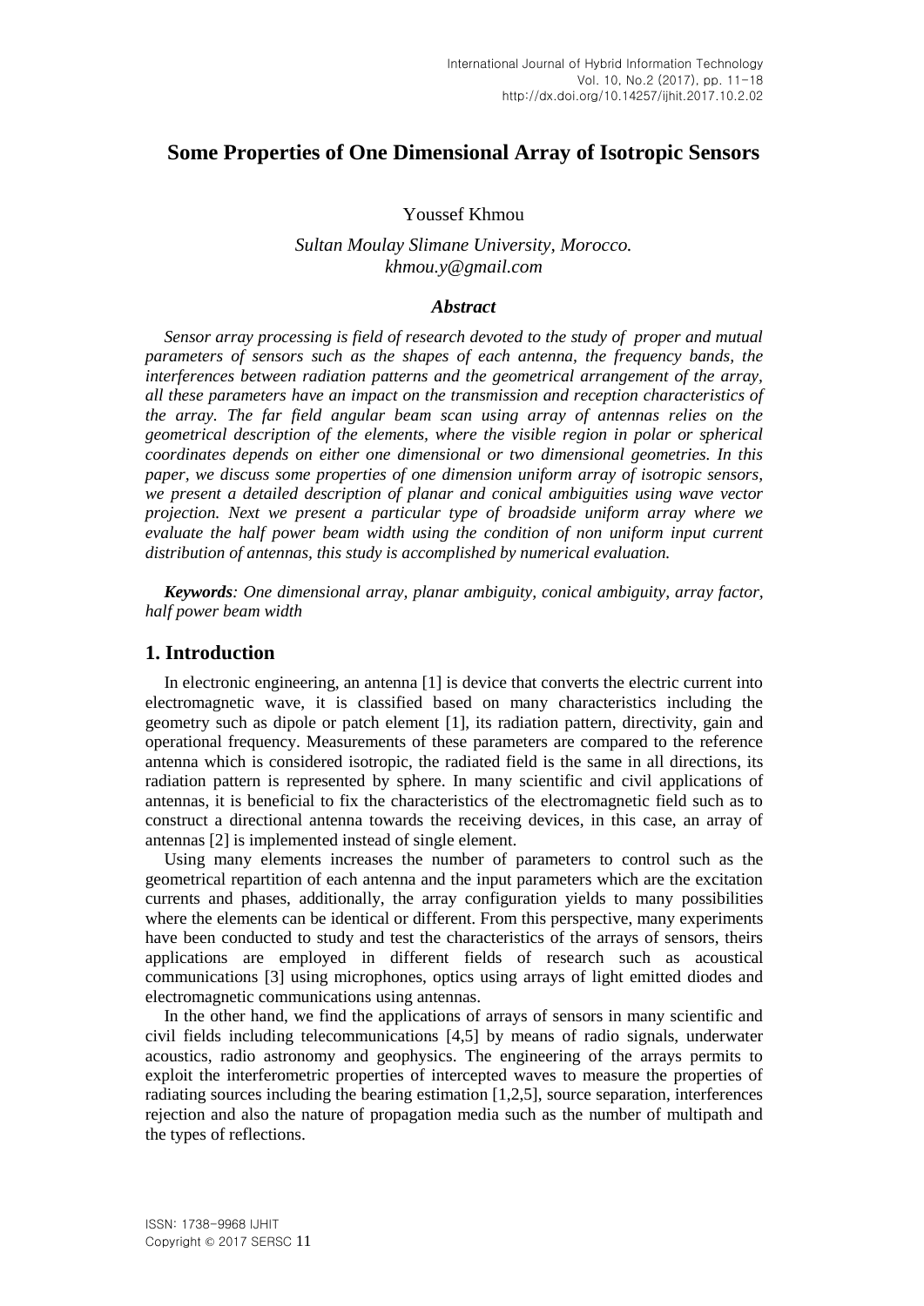# Some Properties of One Dimensional Array of Isotropic Sensors

Youssef Khmou

*Sultan Moulay Slimane University, Morocco.*
*khmou.y@gmail.com*

### *Abstract*

*Sensor array processing is field of research devoted to the study of proper and mutual parameters of sensors such as the shapes of each antenna, the frequency bands, the interferences between radiation patterns and the geometrical arrangement of the array, all these parameters have an impact on the transmission and reception characteristics of the array. The far field angular beam scan using array of antennas relies on the geometrical description of the elements, where the visible region in polar or spherical coordinates depends on either one dimensional or two dimensional geometries. In this paper, we discuss some properties of one dimension uniform array of isotropic sensors, we present a detailed description of planar and conical ambiguities using wave vector projection. Next we present a particular type of broadside uniform array where we evaluate the half power beam width using the condition of non uniform input current distribution of antennas, this study is accomplished by numerical evaluation.*

***Keywords**: One dimensional array, planar ambiguity, conical ambiguity, array factor, half power beam width*

## 1. Introduction

In electronic engineering, an antenna [1] is device that converts the electric current into electromagnetic wave, it is classified based on many characteristics including the geometry such as dipole or patch element [1], its radiation pattern, directivity, gain and operational frequency. Measurements of these parameters are compared to the reference antenna which is considered isotropic, the radiated field is the same in all directions, its radiation pattern is represented by sphere. In many scientific and civil applications of antennas, it is beneficial to fix the characteristics of the electromagnetic field such as to construct a directional antenna towards the receiving devices, in this case, an array of antennas [2] is implemented instead of single element.

Using many elements increases the number of parameters to control such as the geometrical repartition of each antenna and the input parameters which are the excitation currents and phases, additionally, the array configuration yields to many possibilities where the elements can be identical or different. From this perspective, many experiments have been conducted to study and test the characteristics of the arrays of sensors, theirs applications are employed in different fields of research such as acoustical communications [3] using microphones, optics using arrays of light emitted diodes and electromagnetic communications using antennas.

In the other hand, we find the applications of arrays of sensors in many scientific and civil fields including telecommunications [4,5] by means of radio signals, underwater acoustics, radio astronomy and geophysics. The engineering of the arrays permits to exploit the interferometric properties of intercepted waves to measure the properties of radiating sources including the bearing estimation [1,2,5], source separation, interferences rejection and also the nature of propagation media such as the number of multipath and the types of reflections.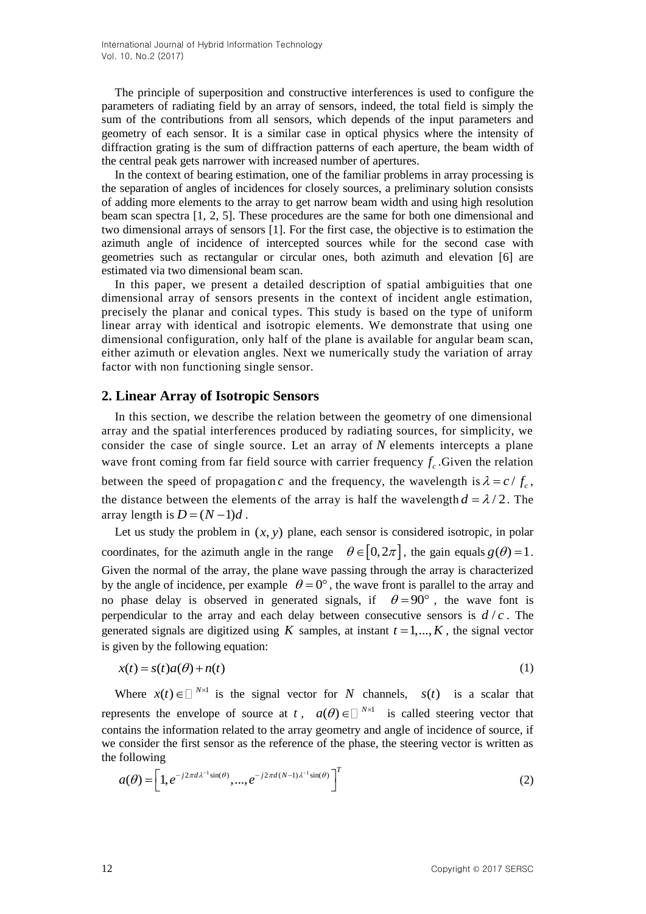The principle of superposition and constructive interferences is used to configure the parameters of radiating field by an array of sensors, indeed, the total field is simply the sum of the contributions from all sensors, which depends of the input parameters and geometry of each sensor. It is a similar case in optical physics where the intensity of diffraction grating is the sum of diffraction patterns of each aperture, the beam width of the central peak gets narrower with increased number of apertures.

In the context of bearing estimation, one of the familiar problems in array processing is the separation of angles of incidences for closely sources, a preliminary solution consists of adding more elements to the array to get narrow beam width and using high resolution beam scan spectra [1, 2, 5]. These procedures are the same for both one dimensional and two dimensional arrays of sensors [1]. For the first case, the objective is to estimation the azimuth angle of incidence of intercepted sources while for the second case with geometries such as rectangular or circular ones, both azimuth and elevation [6] are estimated via two dimensional beam scan.

In this paper, we present a detailed description of spatial ambiguities that one dimensional array of sensors presents in the context of incident angle estimation, precisely the planar and conical types. This study is based on the type of uniform linear array with identical and isotropic elements. We demonstrate that using one dimensional configuration, only half of the plane is available for angular beam scan, either azimuth or elevation angles. Next we numerically study the variation of array factor with non functioning single sensor.

## 2. Linear Array of Isotropic Sensors

In this section, we describe the relation between the geometry of one dimensional array and the spatial interferences produced by radiating sources, for simplicity, we consider the case of single source. Let an array of $N$ elements intercepts a plane wave front coming from far field source with carrier frequency $f_c$.Given the relation between the speed of propagation $c$ and the frequency, the wavelength is $\lambda = c / f_c$, the distance between the elements of the array is half the wavelength $d = \lambda / 2$. The array length is $D = (N-1)d$.

Let us study the problem in $(x, y)$ plane, each sensor is considered isotropic, in polar coordinates, for the azimuth angle in the range $\theta \in [0, 2\pi]$, the gain equals $g(\theta) = 1$. Given the normal of the array, the plane wave passing through the array is characterized by the angle of incidence, per example $\theta = 0°$, the wave front is parallel to the array and no phase delay is observed in generated signals, if $\theta = 90°$, the wave font is perpendicular to the array and each delay between consecutive sensors is $d / c$. The generated signals are digitized using $K$ samples, at instant $t = 1, ..., K$, the signal vector is given by the following equation:

$$x(t) = s(t)a(\theta) + n(t) \tag{1}$$

Where $x(t) \in \mathbb{C}^{N \times 1}$ is the signal vector for $N$ channels, $s(t)$ is a scalar that represents the envelope of source at $t$, $a(\theta) \in \mathbb{C}^{N \times 1}$ is called steering vector that contains the information related to the array geometry and angle of incidence of source, if we consider the first sensor as the reference of the phase, the steering vector is written as the following

$$a(\theta) = \left[1, e^{-j2\pi d \lambda^{-1} \sin(\theta)}, ..., e^{-j2\pi d (N-1) \lambda^{-1} \sin(\theta)}\right]^T \tag{2}$$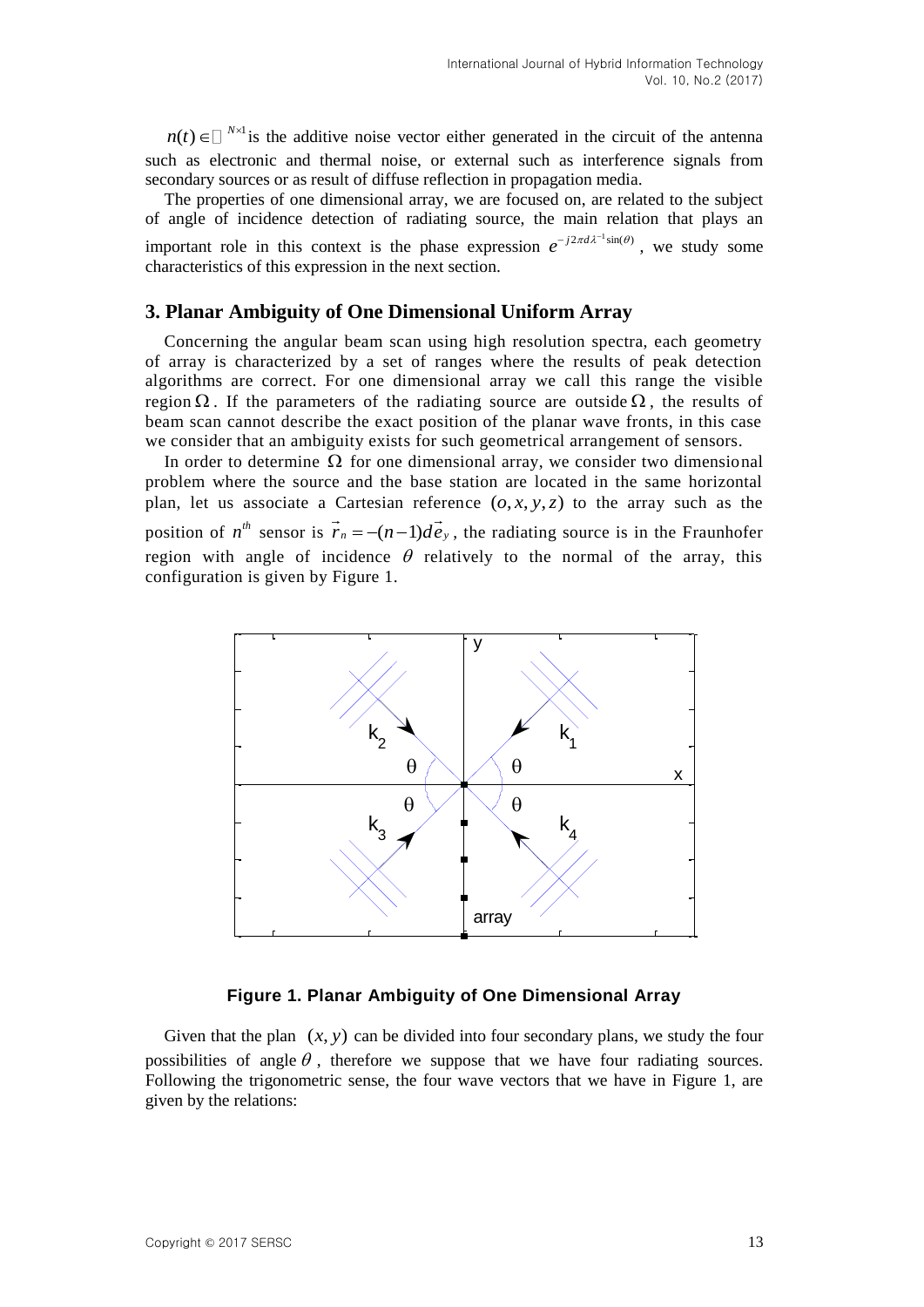$n(t) \in \mathbb{C}^{N\times 1}$ is the additive noise vector either generated in the circuit of the antenna such as electronic and thermal noise, or external such as interference signals from secondary sources or as result of diffuse reflection in propagation media.

The properties of one dimensional array, we are focused on, are related to the subject of angle of incidence detection of radiating source, the main relation that plays an important role in this context is the phase expression $e^{-j2\pi d\lambda^{-1}\sin(\theta)}$, we study some characteristics of this expression in the next section.

## 3. Planar Ambiguity of One Dimensional Uniform Array

Concerning the angular beam scan using high resolution spectra, each geometry of array is characterized by a set of ranges where the results of peak detection algorithms are correct. For one dimensional array we call this range the visible region $\Omega$. If the parameters of the radiating source are outside $\Omega$, the results of beam scan cannot describe the exact position of the planar wave fronts, in this case we consider that an ambiguity exists for such geometrical arrangement of sensors.

In order to determine $\Omega$ for one dimensional array, we consider two dimensional problem where the source and the base station are located in the same horizontal plan, let us associate a Cartesian reference $(o, x, y, z)$ to the array such as the position of $n^{th}$ sensor is $\vec{r}_n = -(n-1)d\vec{e}_y$, the radiating source is in the Fraunhofer region with angle of incidence $\theta$ relatively to the normal of the array, this configuration is given by Figure 1.

**Figure 1. Planar Ambiguity of One Dimensional Array**

Given that the plan $(x, y)$ can be divided into four secondary plans, we study the four possibilities of angle $\theta$, therefore we suppose that we have four radiating sources. Following the trigonometric sense, the four wave vectors that we have in Figure 1, are given by the relations: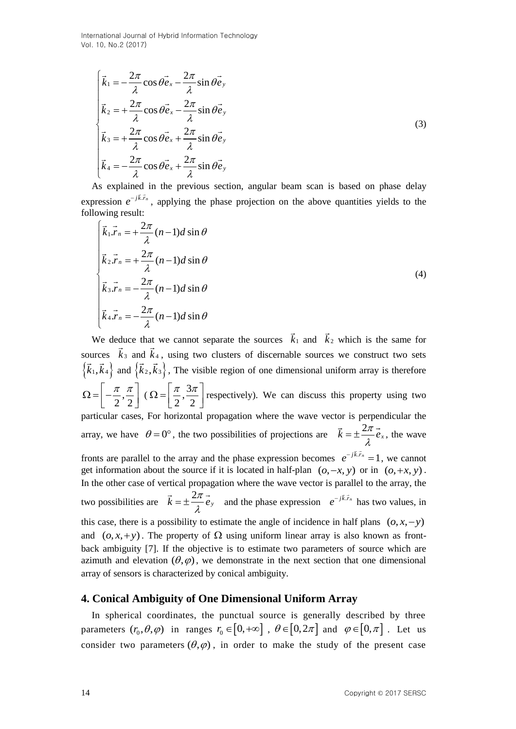$$
\begin{cases}
\vec{k}_1 = -\dfrac{2\pi}{\lambda}\cos\theta\vec{e}_x - \dfrac{2\pi}{\lambda}\sin\theta\vec{e}_y \\
\vec{k}_2 = +\dfrac{2\pi}{\lambda}\cos\theta\vec{e}_x - \dfrac{2\pi}{\lambda}\sin\theta\vec{e}_y \\
\vec{k}_3 = +\dfrac{2\pi}{\lambda}\cos\theta\vec{e}_x + \dfrac{2\pi}{\lambda}\sin\theta\vec{e}_y \\
\vec{k}_4 = -\dfrac{2\pi}{\lambda}\cos\theta\vec{e}_x + \dfrac{2\pi}{\lambda}\sin\theta\vec{e}_y
\end{cases}
\tag{3}
$$

As explained in the previous section, angular beam scan is based on phase delay expression $e^{-j\vec{k}.\vec{r}_n}$, applying the phase projection on the above quantities yields to the following result:

$$
\begin{cases}
\vec{k}_1.\vec{r}_n = +\dfrac{2\pi}{\lambda}(n-1)d\sin\theta \\
\vec{k}_2.\vec{r}_n = +\dfrac{2\pi}{\lambda}(n-1)d\sin\theta \\
\vec{k}_3.\vec{r}_n = -\dfrac{2\pi}{\lambda}(n-1)d\sin\theta \\
\vec{k}_4.\vec{r}_n = -\dfrac{2\pi}{\lambda}(n-1)d\sin\theta
\end{cases}
\tag{4}
$$

We deduce that we cannot separate the sources $\vec{k}_1$ and $\vec{k}_2$ which is the same for sources $\vec{k}_3$ and $\vec{k}_4$, using two clusters of discernable sources we construct two sets $\{\vec{k}_1, \vec{k}_4\}$ and $\{\vec{k}_2, \vec{k}_3\}$, The visible region of one dimensional uniform array is therefore $\Omega = \left[-\dfrac{\pi}{2}, \dfrac{\pi}{2}\right]$ ($\Omega = \left[\dfrac{\pi}{2}, \dfrac{3\pi}{2}\right]$ respectively). We can discuss this property using two particular cases, For horizontal propagation where the wave vector is perpendicular the array, we have $\theta = 0°$, the two possibilities of projections are $\vec{k} = \pm\dfrac{2\pi}{\lambda}\vec{e}_x$, the wave fronts are parallel to the array and the phase expression becomes $e^{-j\vec{k}.\vec{r}_n} = 1$, we cannot get information about the source if it is located in half-plan $(o, -x, y)$ or in $(o, +x, y)$. In the other case of vertical propagation where the wave vector is parallel to the array, the two possibilities are $\vec{k} = \pm\dfrac{2\pi}{\lambda}\vec{e}_y$ and the phase expression $e^{-j\vec{k}.\vec{r}_n}$ has two values, in this case, there is a possibility to estimate the angle of incidence in half plans $(o, x, -y)$ and $(o, x, +y)$. The property of $\Omega$ using uniform linear array is also known as front-back ambiguity [7]. If the objective is to estimate two parameters of source which are azimuth and elevation $(\theta, \varphi)$, we demonstrate in the next section that one dimensional array of sensors is characterized by conical ambiguity.

## 4. Conical Ambiguity of One Dimensional Uniform Array

In spherical coordinates, the punctual source is generally described by three parameters $(r_0, \theta, \varphi)$ in ranges $r_0 \in [0, +\infty]$, $\theta \in [0, 2\pi]$ and $\varphi \in [0, \pi]$. Let us consider two parameters $(\theta, \varphi)$, in order to make the study of the present case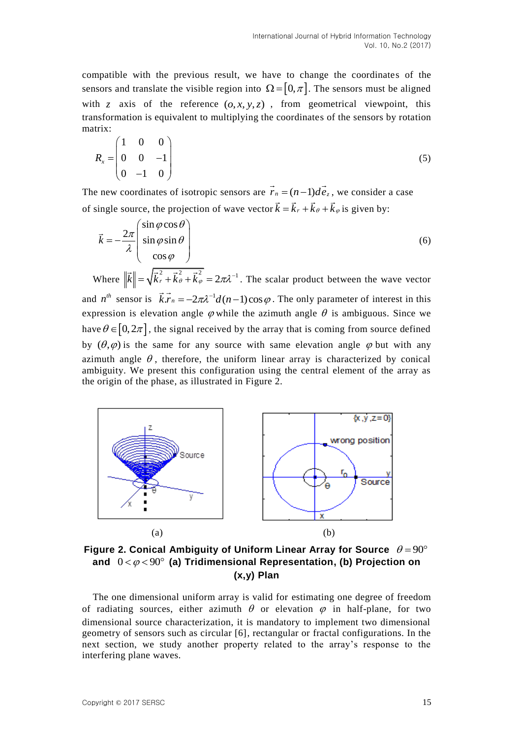compatible with the previous result, we have to change the coordinates of the sensors and translate the visible region into $\Omega = [0, \pi]$. The sensors must be aligned with $z$ axis of the reference $(o, x, y, z)$, from geometrical viewpoint, this transformation is equivalent to multiplying the coordinates of the sensors by rotation matrix:

$$R_x = \begin{pmatrix} 1 & 0 & 0 \\ 0 & 0 & -1 \\ 0 & -1 & 0 \end{pmatrix} \tag{5}$$

The new coordinates of isotropic sensors are $\vec{r}_n = (n-1)d\vec{e}_z$, we consider a case of single source, the projection of wave vector $\vec{k} = \vec{k}_r + \vec{k}_\theta + \vec{k}_\varphi$ is given by:

$$\vec{k} = -\frac{2\pi}{\lambda} \begin{pmatrix} \sin\varphi \cos\theta \\ \sin\varphi \sin\theta \\ \cos\varphi \end{pmatrix} \tag{6}$$

Where $\|\vec{k}\| = \sqrt{\vec{k}_r^2 + \vec{k}_\theta^2 + \vec{k}_\varphi^2} = 2\pi\lambda^{-1}$. The scalar product between the wave vector and $n^{th}$ sensor is $\vec{k}.\vec{r}_n = -2\pi\lambda^{-1}d(n-1)\cos\varphi$. The only parameter of interest in this expression is elevation angle $\varphi$ while the azimuth angle $\theta$ is ambiguous. Since we have $\theta \in [0, 2\pi]$, the signal received by the array that is coming from source defined by $(\theta, \varphi)$ is the same for any source with same elevation angle $\varphi$ but with any azimuth angle $\theta$, therefore, the uniform linear array is characterized by conical ambiguity. We present this configuration using the central element of the array as the origin of the phase, as illustrated in Figure 2.

(a) (b)

**Figure 2. Conical Ambiguity of Uniform Linear Array for Source $\theta = 90°$ and $0 < \varphi < 90°$ (a) Tridimensional Representation, (b) Projection on (x,y) Plan**

The one dimensional uniform array is valid for estimating one degree of freedom of radiating sources, either azimuth $\theta$ or elevation $\varphi$ in half-plane, for two dimensional source characterization, it is mandatory to implement two dimensional geometry of sensors such as circular [6], rectangular or fractal configurations. In the next section, we study another property related to the array's response to the interfering plane waves.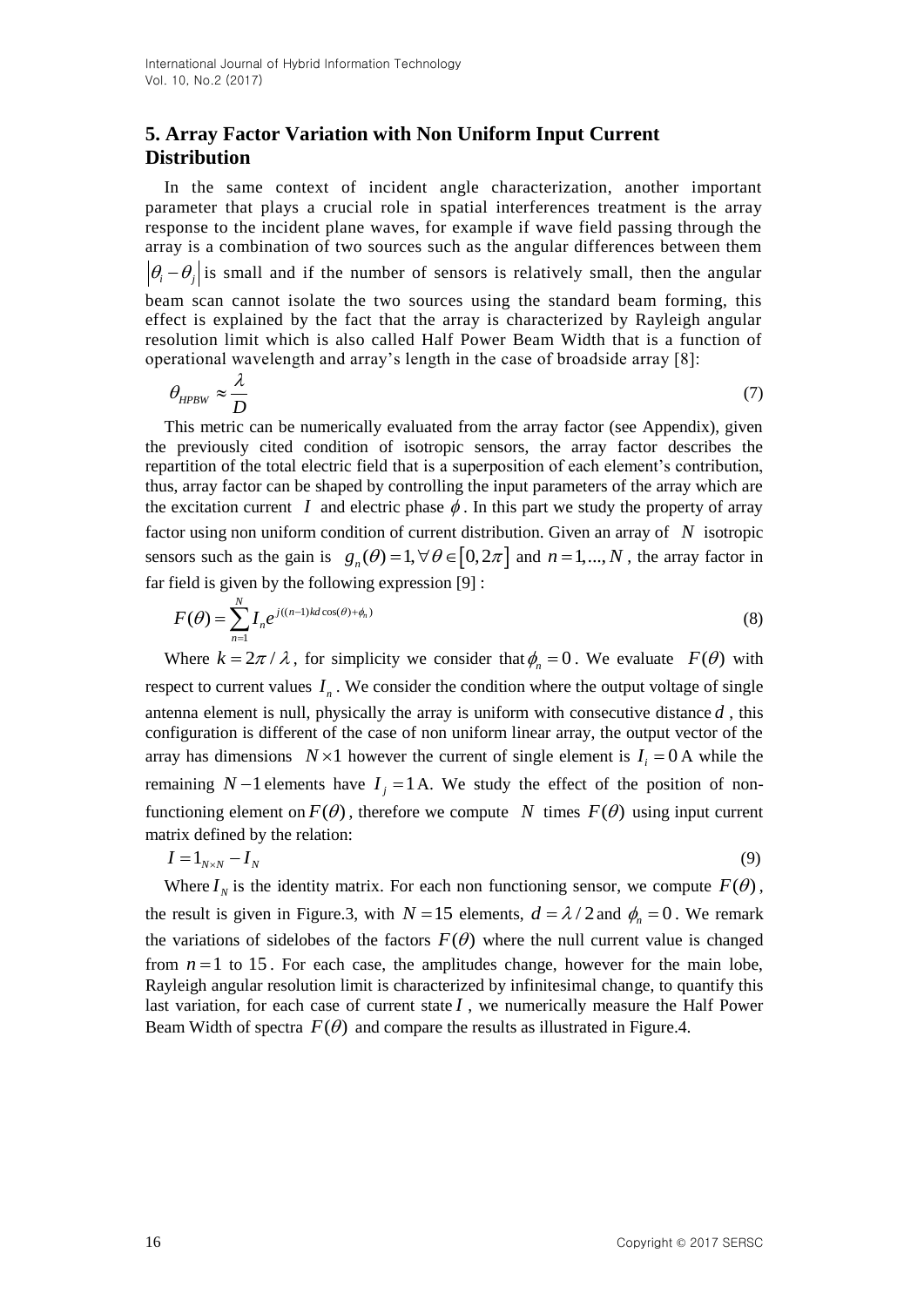## 5. Array Factor Variation with Non Uniform Input Current Distribution

In the same context of incident angle characterization, another important parameter that plays a crucial role in spatial interferences treatment is the array response to the incident plane waves, for example if wave field passing through the array is a combination of two sources such as the angular differences between them $\left|\theta_i - \theta_j\right|$ is small and if the number of sensors is relatively small, then the angular beam scan cannot isolate the two sources using the standard beam forming, this effect is explained by the fact that the array is characterized by Rayleigh angular resolution limit which is also called Half Power Beam Width that is a function of operational wavelength and array's length in the case of broadside array [8]:

$$\theta_{HPBW} \approx \frac{\lambda}{D} \tag{7}$$

This metric can be numerically evaluated from the array factor (see Appendix), given the previously cited condition of isotropic sensors, the array factor describes the repartition of the total electric field that is a superposition of each element's contribution, thus, array factor can be shaped by controlling the input parameters of the array which are the excitation current $I$ and electric phase $\phi$. In this part we study the property of array factor using non uniform condition of current distribution. Given an array of $N$ isotropic sensors such as the gain is $g_n(\theta) = 1, \forall \theta \in [0, 2\pi]$ and $n = 1, ..., N$, the array factor in far field is given by the following expression [9] :

$$F(\theta) = \sum_{n=1}^{N} I_n e^{j((n-1)kd\cos(\theta)+\phi_n)} \tag{8}$$

Where $k = 2\pi / \lambda$, for simplicity we consider that $\phi_n = 0$. We evaluate $F(\theta)$ with respect to current values $I_n$. We consider the condition where the output voltage of single antenna element is null, physically the array is uniform with consecutive distance $d$, this configuration is different of the case of non uniform linear array, the output vector of the array has dimensions $N \times 1$ however the current of single element is $I_i = 0$ A while the remaining $N-1$ elements have $I_j = 1$ A. We study the effect of the position of non-functioning element on $F(\theta)$, therefore we compute $N$ times $F(\theta)$ using input current matrix defined by the relation:

$$I = 1_{N \times N} - I_N \tag{9}$$

Where $I_N$ is the identity matrix. For each non functioning sensor, we compute $F(\theta)$, the result is given in Figure.3, with $N = 15$ elements, $d = \lambda / 2$ and $\phi_n = 0$. We remark the variations of sidelobes of the factors $F(\theta)$ where the null current value is changed from $n = 1$ to $15$. For each case, the amplitudes change, however for the main lobe, Rayleigh angular resolution limit is characterized by infinitesimal change, to quantify this last variation, for each case of current state $I$, we numerically measure the Half Power Beam Width of spectra $F(\theta)$ and compare the results as illustrated in Figure.4.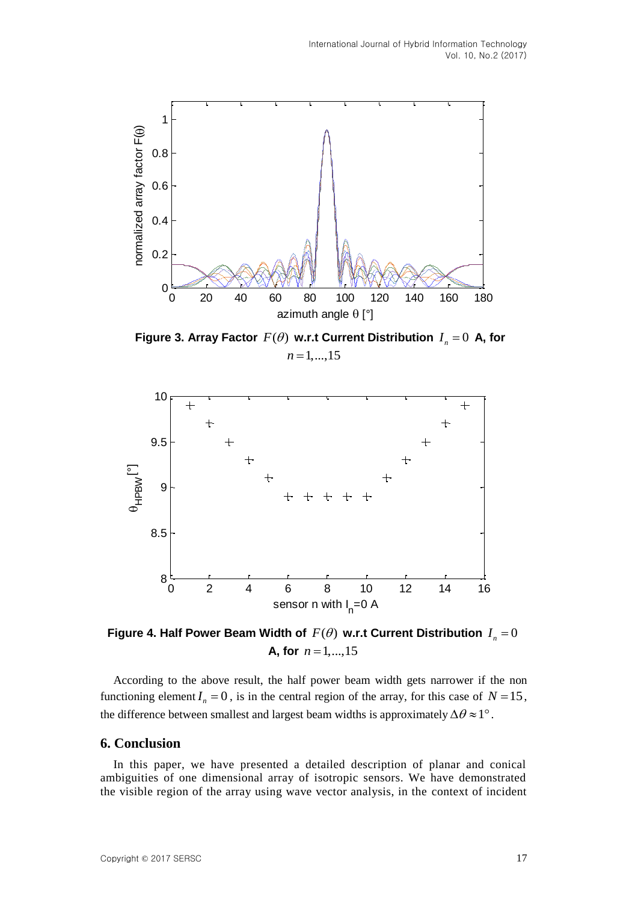**Figure 3. Array Factor $F(\theta)$ w.r.t Current Distribution $I_n = 0$ A, for $n = 1,...,15$**

**Figure 4. Half Power Beam Width of $F(\theta)$ w.r.t Current Distribution $I_n = 0$ A, for $n = 1,...,15$**

According to the above result, the half power beam width gets narrower if the non functioning element $I_n = 0$, is in the central region of the array, for this case of $N = 15$, the difference between smallest and largest beam widths is approximately $\Delta\theta \approx 1°$.

## 6. Conclusion

In this paper, we have presented a detailed description of planar and conical ambiguities of one dimensional array of isotropic sensors. We have demonstrated the visible region of the array using wave vector analysis, in the context of incident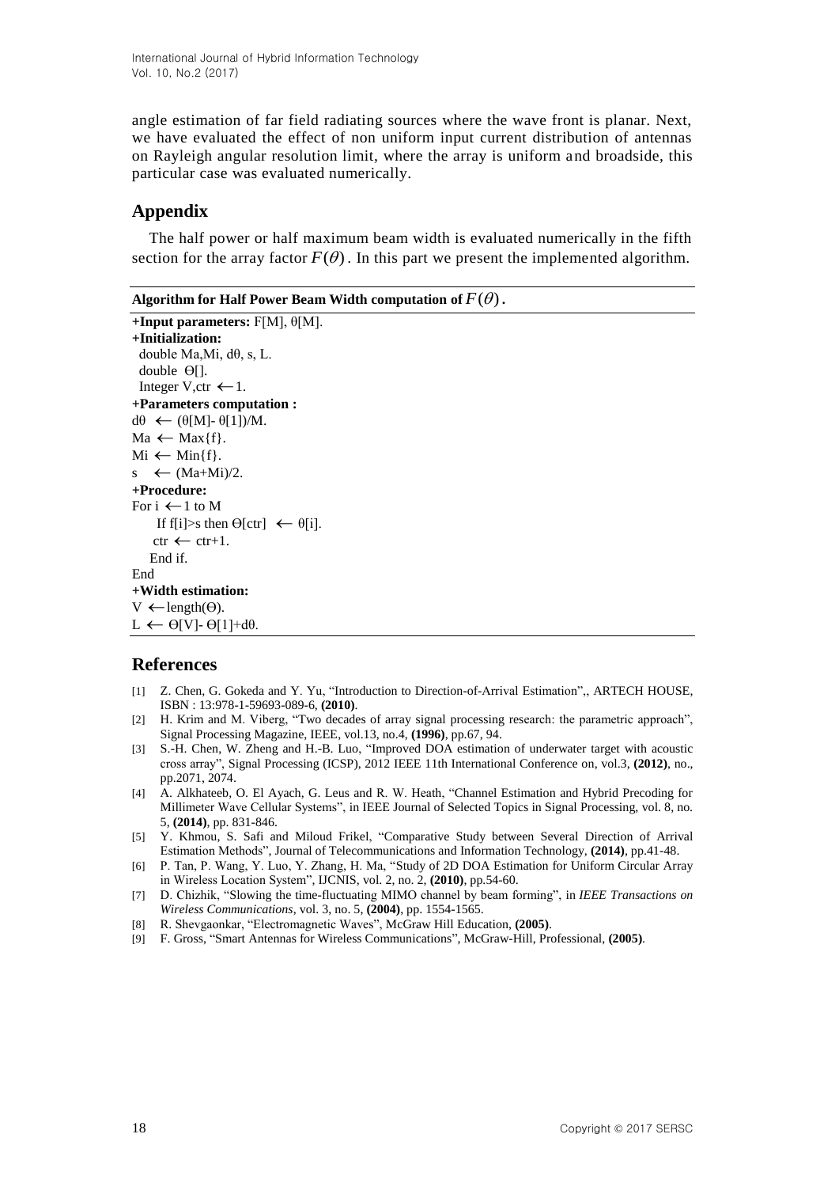angle estimation of far field radiating sources where the wave front is planar. Next, we have evaluated the effect of non uniform input current distribution of antennas on Rayleigh angular resolution limit, where the array is uniform and broadside, this particular case was evaluated numerically.

## Appendix

The half power or half maximum beam width is evaluated numerically in the fifth section for the array factor $F(\theta)$. In this part we present the implemented algorithm.

**Algorithm for Half Power Beam Width computation of $F(\theta)$.**

```
+Input parameters: F[M], θ[M].
+Initialization:
  double Ma,Mi, dθ, s, L.
  double  Θ[].
  Integer V,ctr ← 1.
+Parameters computation :
dθ  ← (θ[M]- θ[1])/M.
Ma ← Max{f}.
Mi ← Min{f}.
s   ← (Ma+Mi)/2.
+Procedure:
For i ← 1 to M
     If f[i]>s then Θ[ctr]  ← θ[i].
     ctr ← ctr+1.
   End if.
End
+Width estimation:
V ← length(Θ).
L ← Θ[V]- Θ[1]+dθ.
```

## References

[1] Z. Chen, G. Gokeda and Y. Yu, "Introduction to Direction-of-Arrival Estimation",, ARTECH HOUSE, ISBN : 13:978-1-59693-089-6, **(2010)**.

[2] H. Krim and M. Viberg, "Two decades of array signal processing research: the parametric approach", Signal Processing Magazine, IEEE, vol.13, no.4, **(1996)**, pp.67, 94.

[3] S.-H. Chen, W. Zheng and H.-B. Luo, "Improved DOA estimation of underwater target with acoustic cross array", Signal Processing (ICSP), 2012 IEEE 11th International Conference on, vol.3, **(2012)**, no., pp.2071, 2074.

[4] A. Alkhateeb, O. El Ayach, G. Leus and R. W. Heath, "Channel Estimation and Hybrid Precoding for Millimeter Wave Cellular Systems", in IEEE Journal of Selected Topics in Signal Processing, vol. 8, no. 5, **(2014)**, pp. 831-846.

[5] Y. Khmou, S. Safi and Miloud Frikel, "Comparative Study between Several Direction of Arrival Estimation Methods", Journal of Telecommunications and Information Technology, **(2014)**, pp.41-48.

[6] P. Tan, P. Wang, Y. Luo, Y. Zhang, H. Ma, "Study of 2D DOA Estimation for Uniform Circular Array in Wireless Location System", IJCNIS, vol. 2, no. 2, **(2010)**, pp.54-60.

[7] D. Chizhik, "Slowing the time-fluctuating MIMO channel by beam forming", in *IEEE Transactions on Wireless Communications*, vol. 3, no. 5, **(2004)**, pp. 1554-1565.

[8] R. Shevgaonkar, "Electromagnetic Waves", McGraw Hill Education, **(2005)**.

[9] F. Gross, "Smart Antennas for Wireless Communications", McGraw-Hill, Professional, **(2005)**.